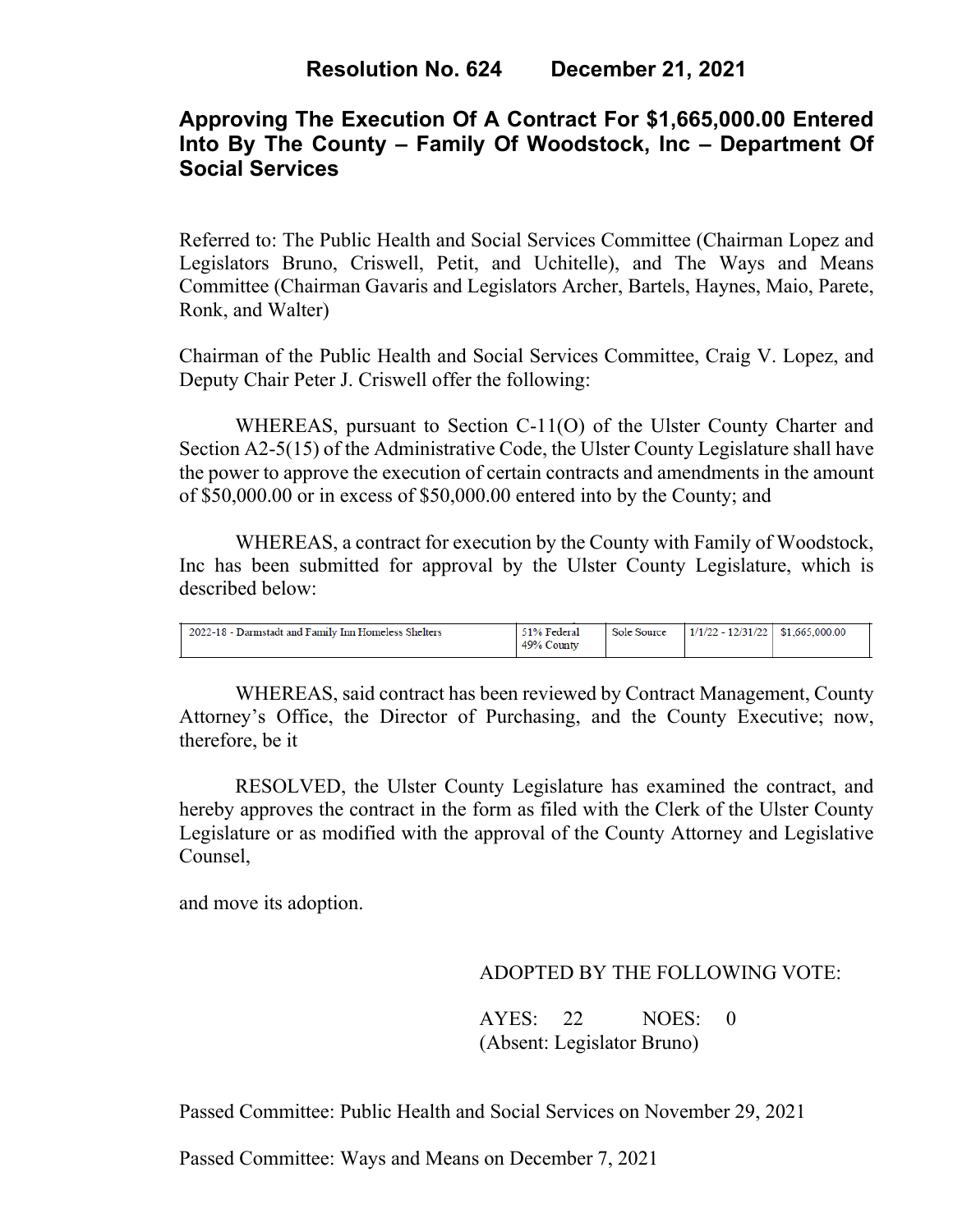# Resolution No. 624 December 21, 2021

## Approving The Execution Of A Contract For $1,665,000.00 Entered Into By The County – Family Of Woodstock, Inc – Department Of Social Services

Referred to: The Public Health and Social Services Committee (Chairman Lopez and Legislators Bruno, Criswell, Petit, and Uchitelle), and The Ways and Means Committee (Chairman Gavaris and Legislators Archer, Bartels, Haynes, Maio, Parete, Ronk, and Walter)

Chairman of the Public Health and Social Services Committee, Craig V. Lopez, and Deputy Chair Peter J. Criswell offer the following:

WHEREAS, pursuant to Section C-11(O) of the Ulster County Charter and Section A2-5(15) of the Administrative Code, the Ulster County Legislature shall have the power to approve the execution of certain contracts and amendments in the amount of $50,000.00 or in excess of $50,000.00 entered into by the County; and

WHEREAS, a contract for execution by the County with Family of Woodstock, Inc has been submitted for approval by the Ulster County Legislature, which is described below:

| | | | | |
|---|---|---|---|---|
| 2022-18 - Darmstadt and Family Inn Homeless Shelters | 51% Federal 49% County | Sole Source | 1/1/22 - 12/31/22 | $1,665,000.00 |

WHEREAS, said contract has been reviewed by Contract Management, County Attorney's Office, the Director of Purchasing, and the County Executive; now, therefore, be it

RESOLVED, the Ulster County Legislature has examined the contract, and hereby approves the contract in the form as filed with the Clerk of the Ulster County Legislature or as modified with the approval of the County Attorney and Legislative Counsel,

and move its adoption.

ADOPTED BY THE FOLLOWING VOTE:

AYES: 22 NOES: 0
(Absent: Legislator Bruno)

Passed Committee: Public Health and Social Services on November 29, 2021

Passed Committee: Ways and Means on December 7, 2021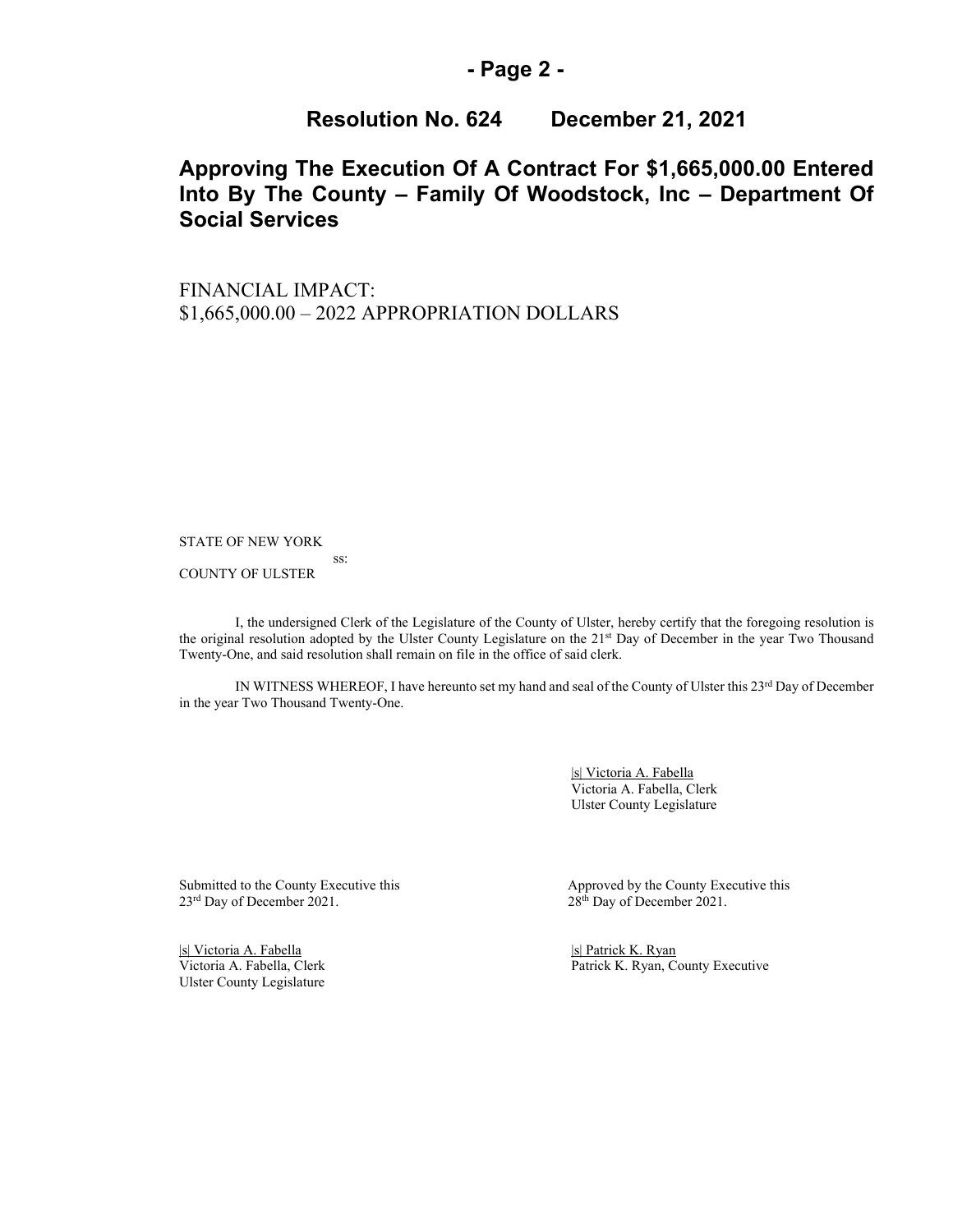## Resolution No. 624 December 21, 2021

## Approving The Execution Of A Contract For $1,665,000.00 Entered Into By The County – Family Of Woodstock, Inc – Department Of Social Services

FINANCIAL IMPACT:
$1,665,000.00 – 2022 APPROPRIATION DOLLARS

STATE OF NEW YORK
ss:
COUNTY OF ULSTER

I, the undersigned Clerk of the Legislature of the County of Ulster, hereby certify that the foregoing resolution is the original resolution adopted by the Ulster County Legislature on the 21st Day of December in the year Two Thousand Twenty-One, and said resolution shall remain on file in the office of said clerk.

IN WITNESS WHEREOF, I have hereunto set my hand and seal of the County of Ulster this 23rd Day of December in the year Two Thousand Twenty-One.

|s| Victoria A. Fabella
Victoria A. Fabella, Clerk
Ulster County Legislature

Submitted to the County Executive this 23rd Day of December 2021.

|s| Victoria A. Fabella
Victoria A. Fabella, Clerk
Ulster County Legislature

Approved by the County Executive this 28th Day of December 2021.

|s| Patrick K. Ryan
Patrick K. Ryan, County Executive